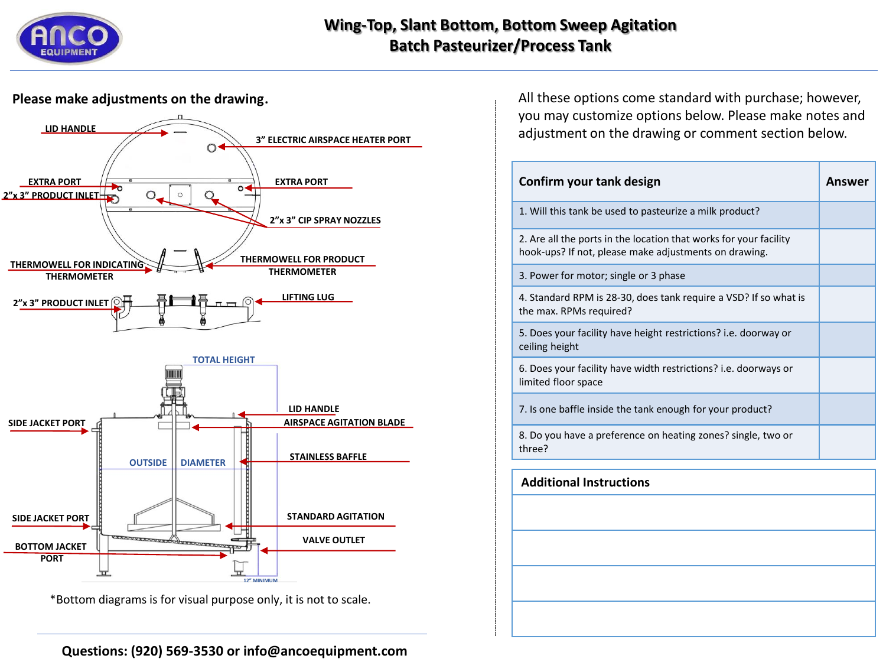# Wing-Top, Slant Bottom, Bottom Sweep Agitation Batch Pasteurizer/Process Tank

**Please make adjustments on the drawing.**

LID HANDLE

3" ELECTRIC AIRSPACE HEATER PORT

EXTRA PORT

2"x 3" PRODUCT INLET

EXTRA PORT

2"x 3" CIP SPRAY NOZZLES

THERMOWELL FOR INDICATING THERMOMETER

THERMOWELL FOR PRODUCT THERMOMETER

2"x 3" PRODUCT INLET

LIFTING LUG

TOTAL HEIGHT

SIDE JACKET PORT

LID HANDLE

AIRSPACE AGITATION BLADE

OUTSIDE DIAMETER

STAINLESS BAFFLE

SIDE JACKET PORT

STANDARD AGITATION

BOTTOM JACKET PORT

VALVE OUTLET

12" MINIMUM

*Bottom diagrams is for visual purpose only, it is not to scale.

**Questions: (920) 569-3530 or info@ancoequipment.com**

All these options come standard with purchase; however, you may customize options below. Please make notes and adjustment on the drawing or comment section below.

| Confirm your tank design | Answer |
|---|---|
| 1. Will this tank be used to pasteurize a milk product? | |
| 2. Are all the ports in the location that works for your facility hook-ups? If not, please make adjustments on drawing. | |
| 3. Power for motor; single or 3 phase | |
| 4. Standard RPM is 28-30, does tank require a VSD? If so what is the max. RPMs required? | |
| 5. Does your facility have height restrictions? i.e. doorway or ceiling height | |
| 6. Does your facility have width restrictions? i.e. doorways or limited floor space | |
| 7. Is one baffle inside the tank enough for your product? | |
| 8. Do you have a preference on heating zones? single, two or three? | |

| Additional Instructions |
|---|
| |
| |
| |
| |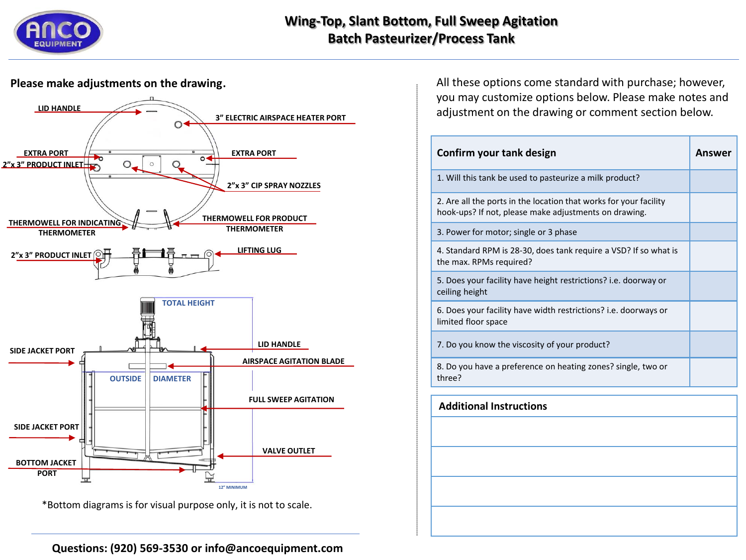# Wing-Top, Slant Bottom, Full Sweep Agitation Batch Pasteurizer/Process Tank

**Please make adjustments on the drawing.**

LID HANDLE

3" ELECTRIC AIRSPACE HEATER PORT

EXTRA PORT

2"x 3" PRODUCT INLET

EXTRA PORT

2"x 3" CIP SPRAY NOZZLES

THERMOWELL FOR INDICATING THERMOMETER

THERMOWELL FOR PRODUCT THERMOMETER

2"x 3" PRODUCT INLET

LIFTING LUG

TOTAL HEIGHT

SIDE JACKET PORT

LID HANDLE

AIRSPACE AGITATION BLADE

OUTSIDE DIAMETER

FULL SWEEP AGITATION

SIDE JACKET PORT

VALVE OUTLET

BOTTOM JACKET PORT

12" MINIMUM

*Bottom diagrams is for visual purpose only, it is not to scale.

**Questions: (920) 569-3530 or info@ancoequipment.com**

All these options come standard with purchase; however, you may customize options below. Please make notes and adjustment on the drawing or comment section below.

| Confirm your tank design | Answer |
| --- | --- |
| 1. Will this tank be used to pasteurize a milk product? | |
| 2. Are all the ports in the location that works for your facility hook-ups? If not, please make adjustments on drawing. | |
| 3. Power for motor; single or 3 phase | |
| 4. Standard RPM is 28-30, does tank require a VSD? If so what is the max. RPMs required? | |
| 5. Does your facility have height restrictions? i.e. doorway or ceiling height | |
| 6. Does your facility have width restrictions? i.e. doorways or limited floor space | |
| 7. Do you know the viscosity of your product? | |
| 8. Do you have a preference on heating zones? single, two or three? | |

| Additional Instructions |
| --- |
| |
| |
| |
| |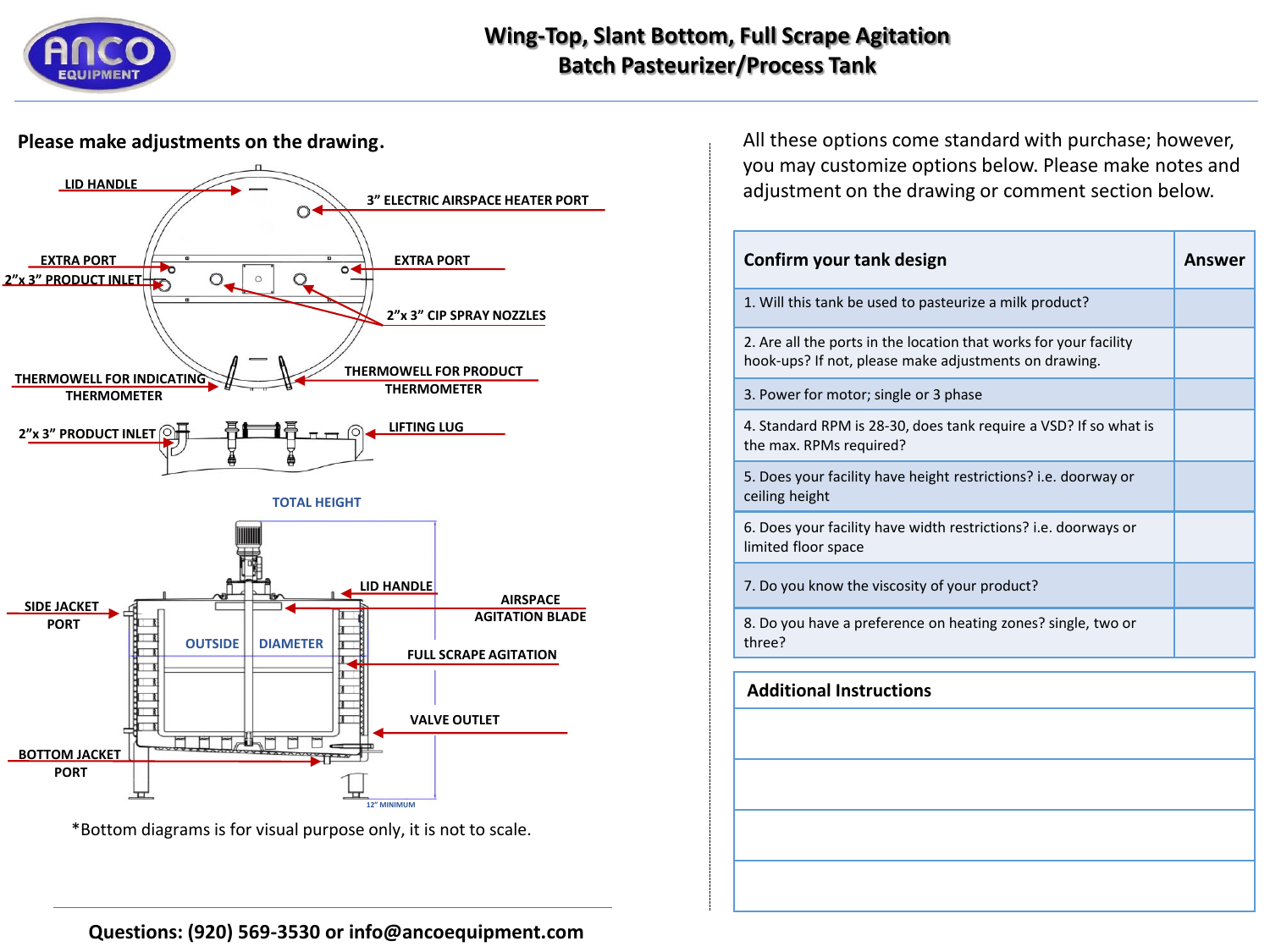# Wing-Top, Slant Bottom, Full Scrape Agitation Batch Pasteurizer/Process Tank

**Please make adjustments on the drawing.**

LID HANDLE

3" ELECTRIC AIRSPACE HEATER PORT

EXTRA PORT

2"x 3" PRODUCT INLET

EXTRA PORT

2"x 3" CIP SPRAY NOZZLES

THERMOWELL FOR INDICATING THERMOMETER

THERMOWELL FOR PRODUCT THERMOMETER

2"x 3" PRODUCT INLET

LIFTING LUG

TOTAL HEIGHT

LID HANDLE

SIDE JACKET PORT

AIRSPACE AGITATION BLADE

OUTSIDE DIAMETER

FULL SCRAPE AGITATION

VALVE OUTLET

BOTTOM JACKET PORT

12" MINIMUM

*Bottom diagrams is for visual purpose only, it is not to scale.

**Questions: (920) 569-3530 or info@ancoequipment.com**

All these options come standard with purchase; however, you may customize options below. Please make notes and adjustment on the drawing or comment section below.

| Confirm your tank design | Answer |
|---|---|
| 1. Will this tank be used to pasteurize a milk product? | |
| 2. Are all the ports in the location that works for your facility hook-ups? If not, please make adjustments on drawing. | |
| 3. Power for motor; single or 3 phase | |
| 4. Standard RPM is 28-30, does tank require a VSD? If so what is the max. RPMs required? | |
| 5. Does your facility have height restrictions? i.e. doorway or ceiling height | |
| 6. Does your facility have width restrictions? i.e. doorways or limited floor space | |
| 7. Do you know the viscosity of your product? | |
| 8. Do you have a preference on heating zones? single, two or three? | |

| Additional Instructions |
|---|
| |
| |
| |
| |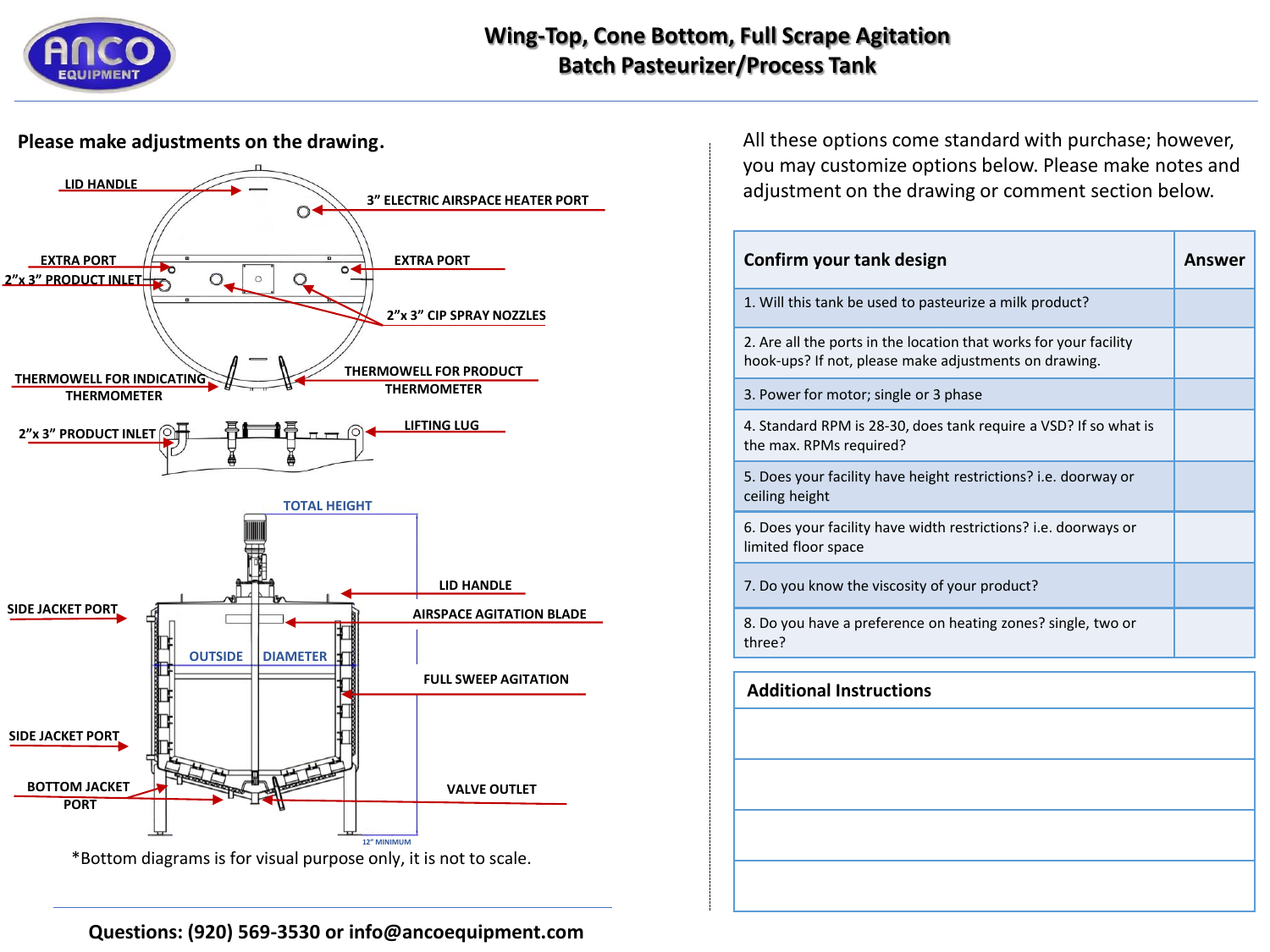# Wing-Top, Cone Bottom, Full Scrape Agitation Batch Pasteurizer/Process Tank

**Please make adjustments on the drawing.**

LID HANDLE

3" ELECTRIC AIRSPACE HEATER PORT

EXTRA PORT

2"x 3" PRODUCT INLET

EXTRA PORT

2"x 3" CIP SPRAY NOZZLES

THERMOWELL FOR INDICATING THERMOMETER

THERMOWELL FOR PRODUCT THERMOMETER

2"x 3" PRODUCT INLET

LIFTING LUG

TOTAL HEIGHT

LID HANDLE

SIDE JACKET PORT

AIRSPACE AGITATION BLADE

OUTSIDE DIAMETER

FULL SWEEP AGITATION

SIDE JACKET PORT

BOTTOM JACKET PORT

VALVE OUTLET

12" MINIMUM

*Bottom diagrams is for visual purpose only, it is not to scale.

**Questions: (920) 569-3530 or info@ancoequipment.com**

All these options come standard with purchase; however, you may customize options below. Please make notes and adjustment on the drawing or comment section below.

| Confirm your tank design | Answer |
|---|---|
| 1. Will this tank be used to pasteurize a milk product? | |
| 2. Are all the ports in the location that works for your facility hook-ups? If not, please make adjustments on drawing. | |
| 3. Power for motor; single or 3 phase | |
| 4. Standard RPM is 28-30, does tank require a VSD? If so what is the max. RPMs required? | |
| 5. Does your facility have height restrictions? i.e. doorway or ceiling height | |
| 6. Does your facility have width restrictions? i.e. doorways or limited floor space | |
| 7. Do you know the viscosity of your product? | |
| 8. Do you have a preference on heating zones? single, two or three? | |

| Additional Instructions |
|---|
| |
| |
| |
| |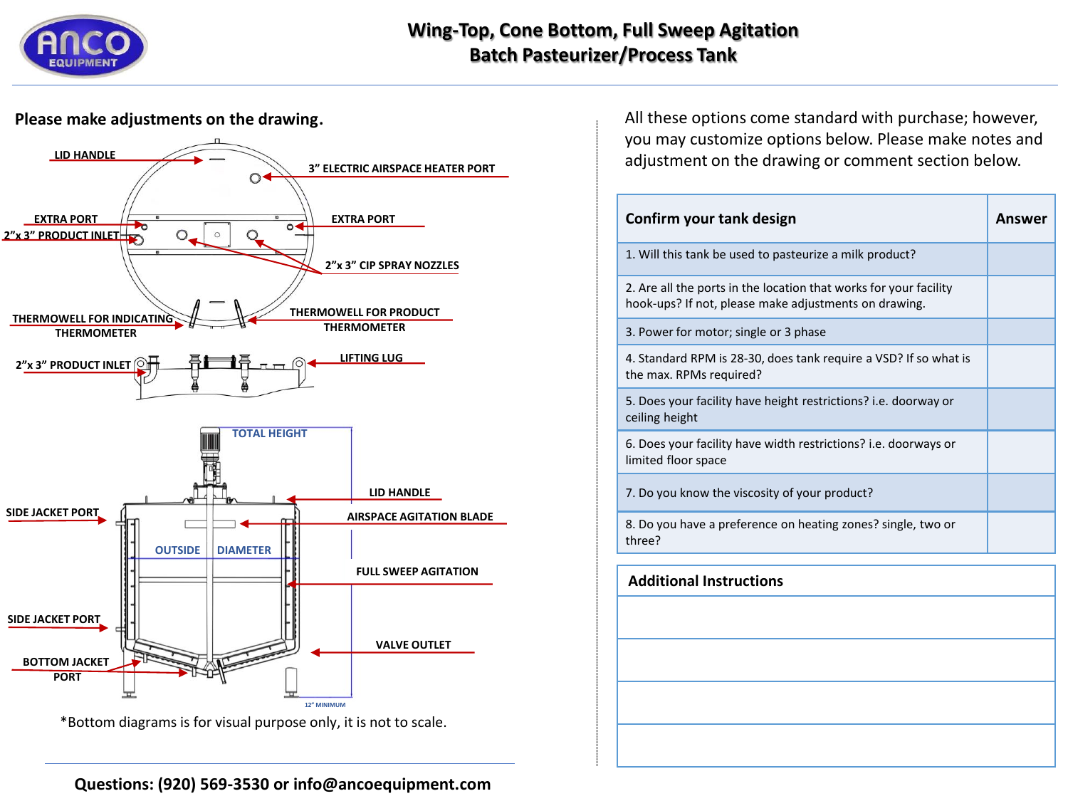# Wing-Top, Cone Bottom, Full Sweep Agitation Batch Pasteurizer/Process Tank

**Please make adjustments on the drawing.**

LID HANDLE

3" ELECTRIC AIRSPACE HEATER PORT

EXTRA PORT

EXTRA PORT

2"x 3" PRODUCT INLET

2"x 3" CIP SPRAY NOZZLES

THERMOWELL FOR INDICATING THERMOMETER

THERMOWELL FOR PRODUCT THERMOMETER

2"x 3" PRODUCT INLET

LIFTING LUG

TOTAL HEIGHT

LID HANDLE

SIDE JACKET PORT

AIRSPACE AGITATION BLADE

OUTSIDE DIAMETER

FULL SWEEP AGITATION

SIDE JACKET PORT

VALVE OUTLET

BOTTOM JACKET PORT

12" MINIMUM

*Bottom diagrams is for visual purpose only, it is not to scale.

**Questions: (920) 569-3530 or info@ancoequipment.com**

All these options come standard with purchase; however, you may customize options below. Please make notes and adjustment on the drawing or comment section below.

| Confirm your tank design | Answer |
|---|---|
| 1. Will this tank be used to pasteurize a milk product? | |
| 2. Are all the ports in the location that works for your facility hook-ups? If not, please make adjustments on drawing. | |
| 3. Power for motor; single or 3 phase | |
| 4. Standard RPM is 28-30, does tank require a VSD? If so what is the max. RPMs required? | |
| 5. Does your facility have height restrictions? i.e. doorway or ceiling height | |
| 6. Does your facility have width restrictions? i.e. doorways or limited floor space | |
| 7. Do you know the viscosity of your product? | |
| 8. Do you have a preference on heating zones? single, two or three? | |

| Additional Instructions |
|---|
| |
| |
| |
| |